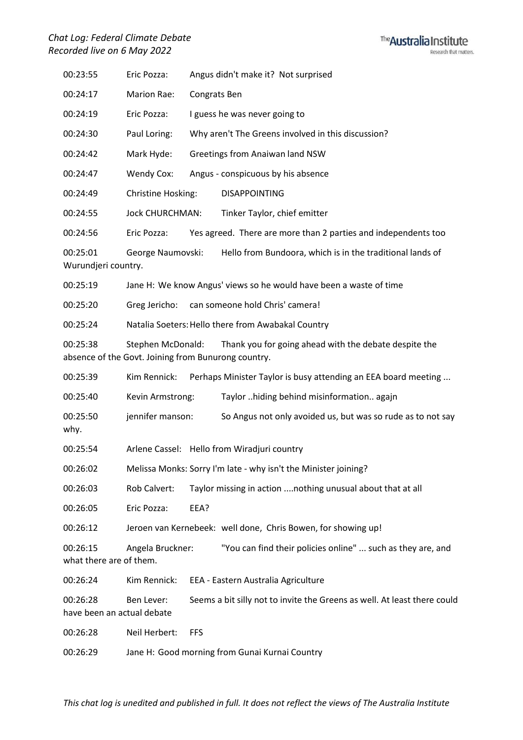| Time | Name | Message |
|---|---|---|
| 00:23:55 | Eric Pozza: | Angus didn't make it? Not surprised |
| 00:24:17 | Marion Rae: | Congrats Ben |
| 00:24:19 | Eric Pozza: | I guess he was never going to |
| 00:24:30 | Paul Loring: | Why aren't The Greens involved in this discussion? |
| 00:24:42 | Mark Hyde: | Greetings from Anaiwan land NSW |
| 00:24:47 | Wendy Cox: | Angus - conspicuous by his absence |
| 00:24:49 | Christine Hosking: | DISAPPOINTING |
| 00:24:55 | Jock CHURCHMAN: | Tinker Taylor, chief emitter |
| 00:24:56 | Eric Pozza: | Yes agreed. There are more than 2 parties and independents too |
| 00:25:01 | George Naumovski: | Hello from Bundoora, which is in the traditional lands of Wurundjeri country. |
| 00:25:19 | Jane H: | We know Angus' views so he would have been a waste of time |
| 00:25:20 | Greg Jericho: | can someone hold Chris' camera! |
| 00:25:24 | Natalia Soeters: | Hello there from Awabakal Country |
| 00:25:38 | Stephen McDonald: | Thank you for going ahead with the debate despite the absence of the Govt. Joining from Bunurong country. |
| 00:25:39 | Kim Rennick: | Perhaps Minister Taylor is busy attending an EEA board meeting ... |
| 00:25:40 | Kevin Armstrong: | Taylor ..hiding behind misinformation.. agajn |
| 00:25:50 | jennifer manson: | So Angus not only avoided us, but was so rude as to not say why. |
| 00:25:54 | Arlene Cassel: | Hello from Wiradjuri country |
| 00:26:02 | Melissa Monks: | Sorry I'm late - why isn't the Minister joining? |
| 00:26:03 | Rob Calvert: | Taylor missing in action ....nothing unusual about that at all |
| 00:26:05 | Eric Pozza: | EEA? |
| 00:26:12 | Jeroen van Kernebeek: | well done, Chris Bowen, for showing up! |
| 00:26:15 | Angela Bruckner: | "You can find their policies online" ... such as they are, and what there are of them. |
| 00:26:24 | Kim Rennick: | EEA - Eastern Australia Agriculture |
| 00:26:28 | Ben Lever: | Seems a bit silly not to invite the Greens as well. At least there could have been an actual debate |
| 00:26:28 | Neil Herbert: | FFS |
| 00:26:29 | Jane H: | Good morning from Gunai Kurnai Country |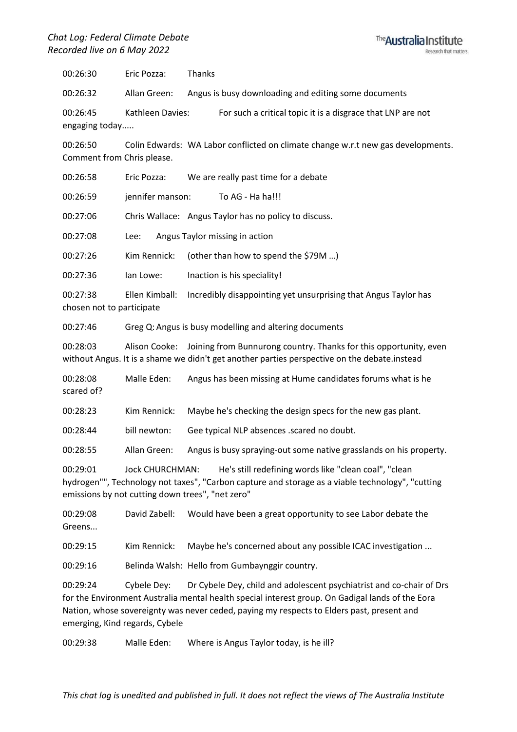00:26:30	Eric Pozza:	Thanks

00:26:32	Allan Green:	Angus is busy downloading and editing some documents

00:26:45	Kathleen Davies:	For such a critical topic it is a disgrace that LNP are not engaging today.....

00:26:50	Colin Edwards:	WA Labor conflicted on climate change w.r.t new gas developments. Comment from Chris please.

00:26:58	Eric Pozza:	We are really past time for a debate

00:26:59	jennifer manson:	To AG - Ha ha!!!

00:27:06	Chris Wallace:	Angus Taylor has no policy to discuss.

00:27:08	Lee:	Angus Taylor missing in action

00:27:26	Kim Rennick:	(other than how to spend the $79M …)

00:27:36	Ian Lowe:	Inaction is his speciality!

00:27:38	Ellen Kimball:	Incredibly disappointing yet unsurprising that Angus Taylor has chosen not to participate

00:27:46	Greg Q:	Angus is busy modelling and altering documents

00:28:03	Alison Cooke:	Joining from Bunnurong country. Thanks for this opportunity, even without Angus. It is a shame we didn't get another parties perspective on the debate.instead

00:28:08	Malle Eden:	Angus has been missing at Hume candidates forums what is he scared of?

00:28:23	Kim Rennick:	Maybe he's checking the design specs for the new gas plant.

00:28:44	bill newton:	Gee typical NLP absences .scared no doubt.

00:28:55	Allan Green:	Angus is busy spraying-out some native grasslands on his property.

00:29:01	Jock CHURCHMAN:	He's still redefining words like "clean coal", "clean hydrogen"", Technology not taxes", "Carbon capture and storage as a viable technology", "cutting emissions by not cutting down trees", "net zero"

00:29:08	David Zabell:	Would have been a great opportunity to see Labor debate the Greens...

00:29:15	Kim Rennick:	Maybe he's concerned about any possible ICAC investigation ...

00:29:16	Belinda Walsh:	Hello from Gumbaynggir country.

00:29:24	Cybele Dey:	Dr Cybele Dey, child and adolescent psychiatrist and co-chair of Drs for the Environment Australia mental health special interest group. On Gadigal lands of the Eora Nation, whose sovereignty was never ceded, paying my respects to Elders past, present and emerging, Kind regards, Cybele

00:29:38	Malle Eden:	Where is Angus Taylor today, is he ill?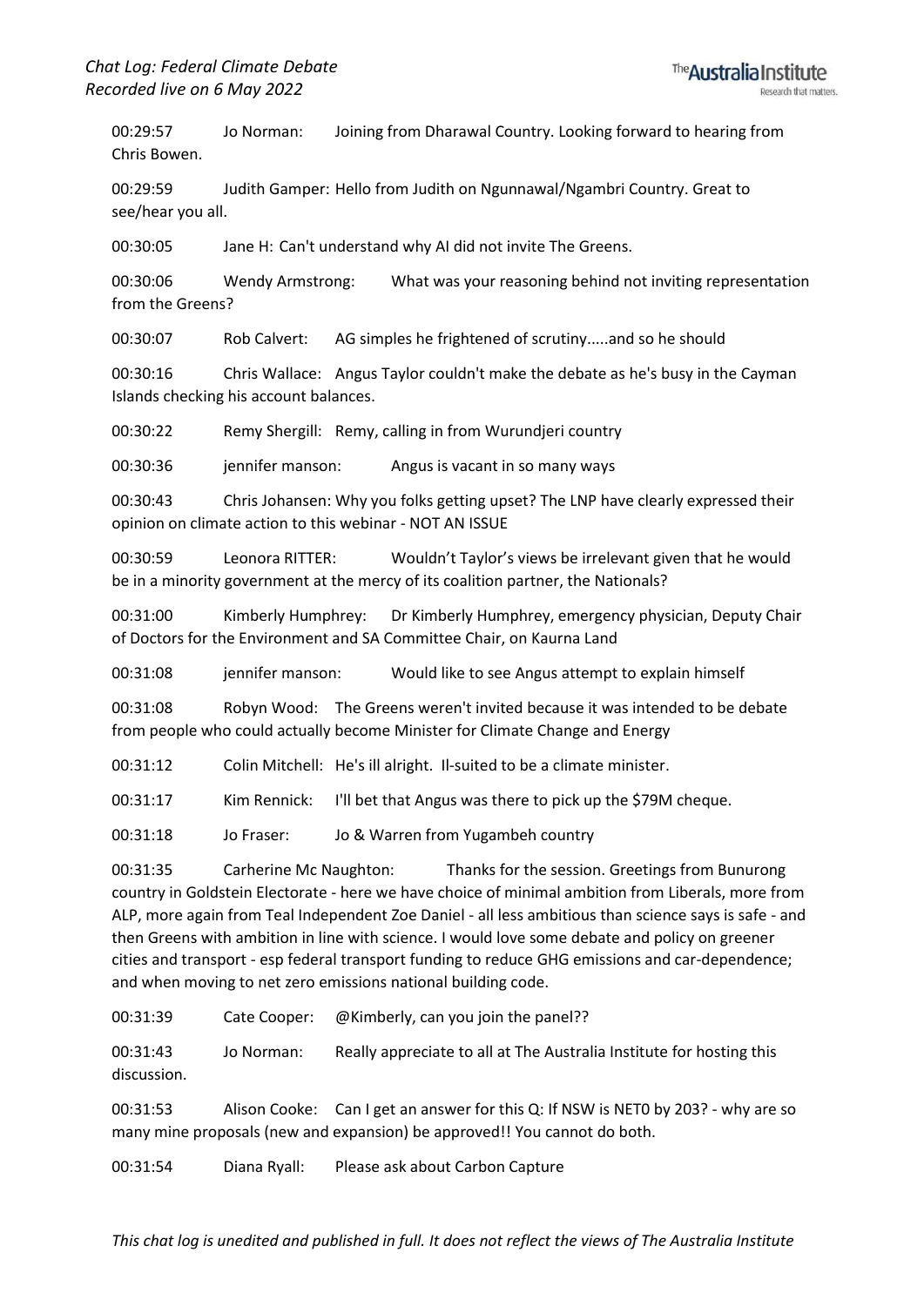00:29:57 Jo Norman: Joining from Dharawal Country. Looking forward to hearing from Chris Bowen.

00:29:59 Judith Gamper: Hello from Judith on Ngunnawal/Ngambri Country. Great to see/hear you all.

00:30:05 Jane H: Can't understand why AI did not invite The Greens.

00:30:06 Wendy Armstrong: What was your reasoning behind not inviting representation from the Greens?

00:30:07 Rob Calvert: AG simples he frightened of scrutiny.....and so he should

00:30:16 Chris Wallace: Angus Taylor couldn't make the debate as he's busy in the Cayman Islands checking his account balances.

00:30:22 Remy Shergill: Remy, calling in from Wurundjeri country

00:30:36 jennifer manson: Angus is vacant in so many ways

00:30:43 Chris Johansen: Why you folks getting upset? The LNP have clearly expressed their opinion on climate action to this webinar - NOT AN ISSUE

00:30:59 Leonora RITTER: Wouldn't Taylor's views be irrelevant given that he would be in a minority government at the mercy of its coalition partner, the Nationals?

00:31:00 Kimberly Humphrey: Dr Kimberly Humphrey, emergency physician, Deputy Chair of Doctors for the Environment and SA Committee Chair, on Kaurna Land

00:31:08 jennifer manson: Would like to see Angus attempt to explain himself

00:31:08 Robyn Wood: The Greens weren't invited because it was intended to be debate from people who could actually become Minister for Climate Change and Energy

00:31:12 Colin Mitchell: He's ill alright. Il-suited to be a climate minister.

00:31:17 Kim Rennick: I'll bet that Angus was there to pick up the $79M cheque.

00:31:18 Jo Fraser: Jo & Warren from Yugambeh country

00:31:35 Carherine Mc Naughton: Thanks for the session. Greetings from Bunurong country in Goldstein Electorate - here we have choice of minimal ambition from Liberals, more from ALP, more again from Teal Independent Zoe Daniel - all less ambitious than science says is safe - and then Greens with ambition in line with science. I would love some debate and policy on greener cities and transport - esp federal transport funding to reduce GHG emissions and car-dependence; and when moving to net zero emissions national building code.

00:31:39 Cate Cooper: @Kimberly, can you join the panel??

00:31:43 Jo Norman: Really appreciate to all at The Australia Institute for hosting this discussion.

00:31:53 Alison Cooke: Can I get an answer for this Q: If NSW is NET0 by 203? - why are so many mine proposals (new and expansion) be approved!! You cannot do both.

00:31:54 Diana Ryall: Please ask about Carbon Capture

*This chat log is unedited and published in full. It does not reflect the views of The Australia Institute*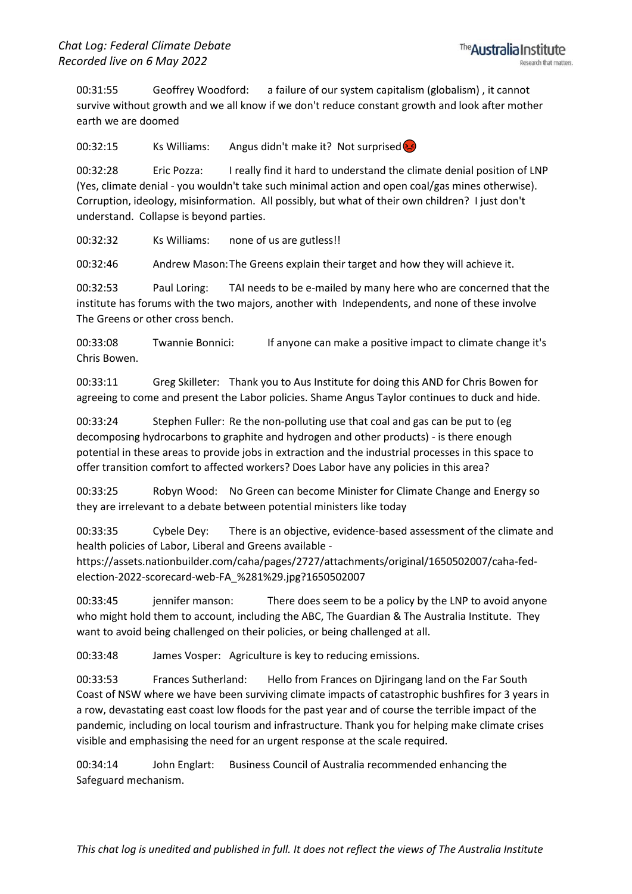00:31:55 Geoffrey Woodford: a failure of our system capitalism (globalism) , it cannot survive without growth and we all know if we don't reduce constant growth and look after mother earth we are doomed

00:32:15 Ks Williams: Angus didn't make it? Not surprised 😡

00:32:28 Eric Pozza: I really find it hard to understand the climate denial position of LNP (Yes, climate denial - you wouldn't take such minimal action and open coal/gas mines otherwise). Corruption, ideology, misinformation. All possibly, but what of their own children? I just don't understand. Collapse is beyond parties.

00:32:32 Ks Williams: none of us are gutless!!

00:32:46 Andrew Mason: The Greens explain their target and how they will achieve it.

00:32:53 Paul Loring: TAI needs to be e-mailed by many here who are concerned that the institute has forums with the two majors, another with Independents, and none of these involve The Greens or other cross bench.

00:33:08 Twannie Bonnici: If anyone can make a positive impact to climate change it's Chris Bowen.

00:33:11 Greg Skilleter: Thank you to Aus Institute for doing this AND for Chris Bowen for agreeing to come and present the Labor policies. Shame Angus Taylor continues to duck and hide.

00:33:24 Stephen Fuller: Re the non-polluting use that coal and gas can be put to (eg decomposing hydrocarbons to graphite and hydrogen and other products) - is there enough potential in these areas to provide jobs in extraction and the industrial processes in this space to offer transition comfort to affected workers? Does Labor have any policies in this area?

00:33:25 Robyn Wood: No Green can become Minister for Climate Change and Energy so they are irrelevant to a debate between potential ministers like today

00:33:35 Cybele Dey: There is an objective, evidence-based assessment of the climate and health policies of Labor, Liberal and Greens available - https://assets.nationbuilder.com/caha/pages/2727/attachments/original/1650502007/caha-fed-election-2022-scorecard-web-FA_%281%29.jpg?1650502007

00:33:45 jennifer manson: There does seem to be a policy by the LNP to avoid anyone who might hold them to account, including the ABC, The Guardian & The Australia Institute. They want to avoid being challenged on their policies, or being challenged at all.

00:33:48 James Vosper: Agriculture is key to reducing emissions.

00:33:53 Frances Sutherland: Hello from Frances on Djiringang land on the Far South Coast of NSW where we have been surviving climate impacts of catastrophic bushfires for 3 years in a row, devastating east coast low floods for the past year and of course the terrible impact of the pandemic, including on local tourism and infrastructure. Thank you for helping make climate crises visible and emphasising the need for an urgent response at the scale required.

00:34:14 John Englart: Business Council of Australia recommended enhancing the Safeguard mechanism.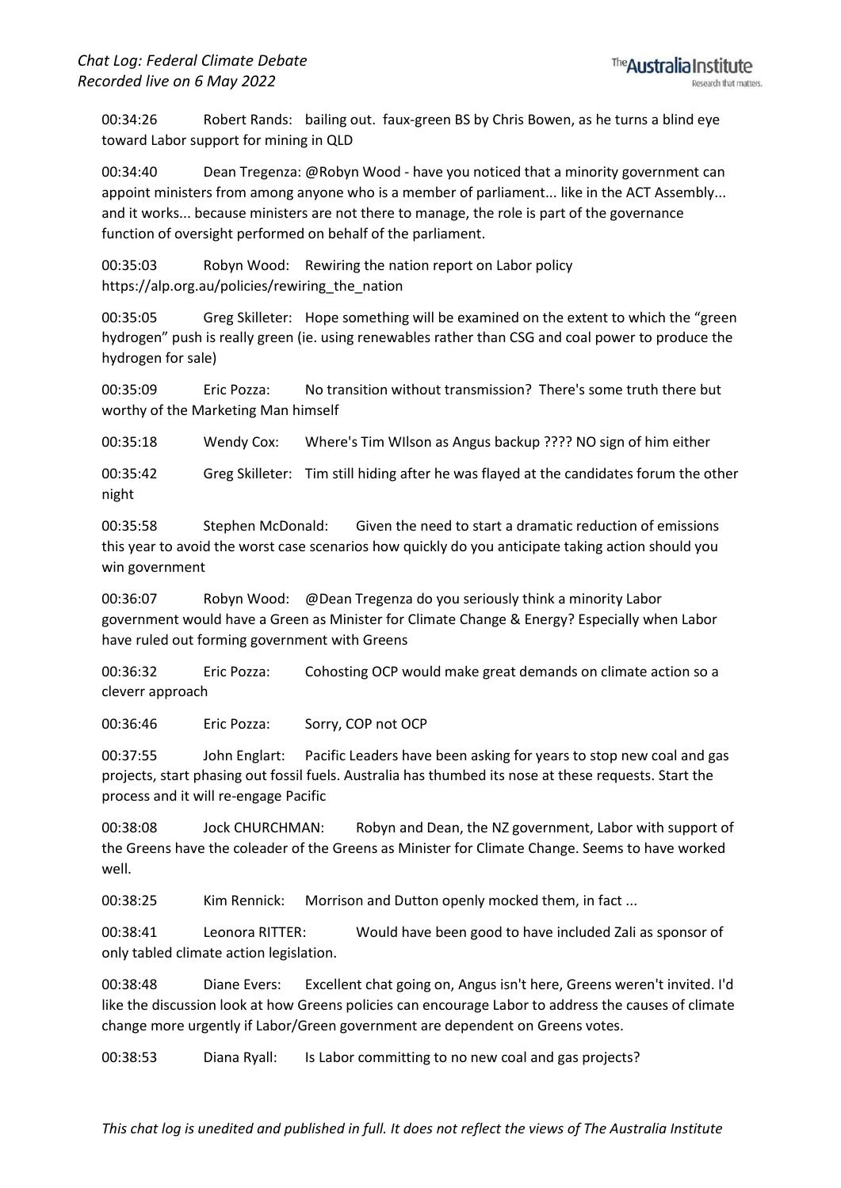00:34:26 Robert Rands: bailing out. faux-green BS by Chris Bowen, as he turns a blind eye toward Labor support for mining in QLD

00:34:40 Dean Tregenza: @Robyn Wood - have you noticed that a minority government can appoint ministers from among anyone who is a member of parliament... like in the ACT Assembly... and it works... because ministers are not there to manage, the role is part of the governance function of oversight performed on behalf of the parliament.

00:35:03 Robyn Wood: Rewiring the nation report on Labor policy https://alp.org.au/policies/rewiring_the_nation

00:35:05 Greg Skilleter: Hope something will be examined on the extent to which the "green hydrogen" push is really green (ie. using renewables rather than CSG and coal power to produce the hydrogen for sale)

00:35:09 Eric Pozza: No transition without transmission? There's some truth there but worthy of the Marketing Man himself

00:35:18 Wendy Cox: Where's Tim WIlson as Angus backup ???? NO sign of him either

00:35:42 Greg Skilleter: Tim still hiding after he was flayed at the candidates forum the other night

00:35:58 Stephen McDonald: Given the need to start a dramatic reduction of emissions this year to avoid the worst case scenarios how quickly do you anticipate taking action should you win government

00:36:07 Robyn Wood: @Dean Tregenza do you seriously think a minority Labor government would have a Green as Minister for Climate Change & Energy? Especially when Labor have ruled out forming government with Greens

00:36:32 Eric Pozza: Cohosting OCP would make great demands on climate action so a cleverr approach

00:36:46 Eric Pozza: Sorry, COP not OCP

00:37:55 John Englart: Pacific Leaders have been asking for years to stop new coal and gas projects, start phasing out fossil fuels. Australia has thumbed its nose at these requests. Start the process and it will re-engage Pacific

00:38:08 Jock CHURCHMAN: Robyn and Dean, the NZ government, Labor with support of the Greens have the coleader of the Greens as Minister for Climate Change. Seems to have worked well.

00:38:25 Kim Rennick: Morrison and Dutton openly mocked them, in fact ...

00:38:41 Leonora RITTER: Would have been good to have included Zali as sponsor of only tabled climate action legislation.

00:38:48 Diane Evers: Excellent chat going on, Angus isn't here, Greens weren't invited. I'd like the discussion look at how Greens policies can encourage Labor to address the causes of climate change more urgently if Labor/Green government are dependent on Greens votes.

00:38:53 Diana Ryall: Is Labor committing to no new coal and gas projects?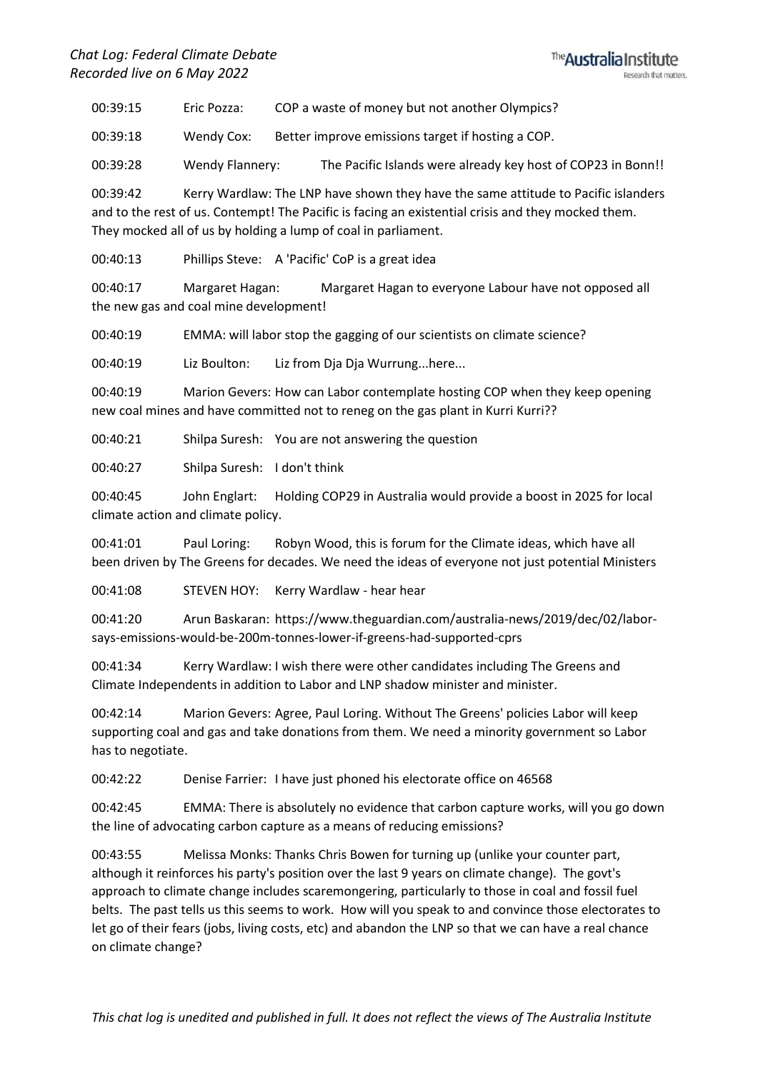00:39:15 Eric Pozza: COP a waste of money but not another Olympics?

00:39:18 Wendy Cox: Better improve emissions target if hosting a COP.

00:39:28 Wendy Flannery: The Pacific Islands were already key host of COP23 in Bonn!!

00:39:42 Kerry Wardlaw: The LNP have shown they have the same attitude to Pacific islanders and to the rest of us. Contempt! The Pacific is facing an existential crisis and they mocked them. They mocked all of us by holding a lump of coal in parliament.

00:40:13 Phillips Steve: A 'Pacific' CoP is a great idea

00:40:17 Margaret Hagan: Margaret Hagan to everyone Labour have not opposed all the new gas and coal mine development!

00:40:19 EMMA: will labor stop the gagging of our scientists on climate science?

00:40:19 Liz Boulton: Liz from Dja Dja Wurrung...here...

00:40:19 Marion Gevers: How can Labor contemplate hosting COP when they keep opening new coal mines and have committed not to reneg on the gas plant in Kurri Kurri??

00:40:21 Shilpa Suresh: You are not answering the question

00:40:27 Shilpa Suresh: I don't think

00:40:45 John Englart: Holding COP29 in Australia would provide a boost in 2025 for local climate action and climate policy.

00:41:01 Paul Loring: Robyn Wood, this is forum for the Climate ideas, which have all been driven by The Greens for decades. We need the ideas of everyone not just potential Ministers

00:41:08 STEVEN HOY: Kerry Wardlaw - hear hear

00:41:20 Arun Baskaran: https://www.theguardian.com/australia-news/2019/dec/02/labor-says-emissions-would-be-200m-tonnes-lower-if-greens-had-supported-cprs

00:41:34 Kerry Wardlaw: I wish there were other candidates including The Greens and Climate Independents in addition to Labor and LNP shadow minister and minister.

00:42:14 Marion Gevers: Agree, Paul Loring. Without The Greens' policies Labor will keep supporting coal and gas and take donations from them. We need a minority government so Labor has to negotiate.

00:42:22 Denise Farrier: I have just phoned his electorate office on 46568

00:42:45 EMMA: There is absolutely no evidence that carbon capture works, will you go down the line of advocating carbon capture as a means of reducing emissions?

00:43:55 Melissa Monks: Thanks Chris Bowen for turning up (unlike your counter part, although it reinforces his party's position over the last 9 years on climate change). The govt's approach to climate change includes scaremongering, particularly to those in coal and fossil fuel belts. The past tells us this seems to work. How will you speak to and convince those electorates to let go of their fears (jobs, living costs, etc) and abandon the LNP so that we can have a real chance on climate change?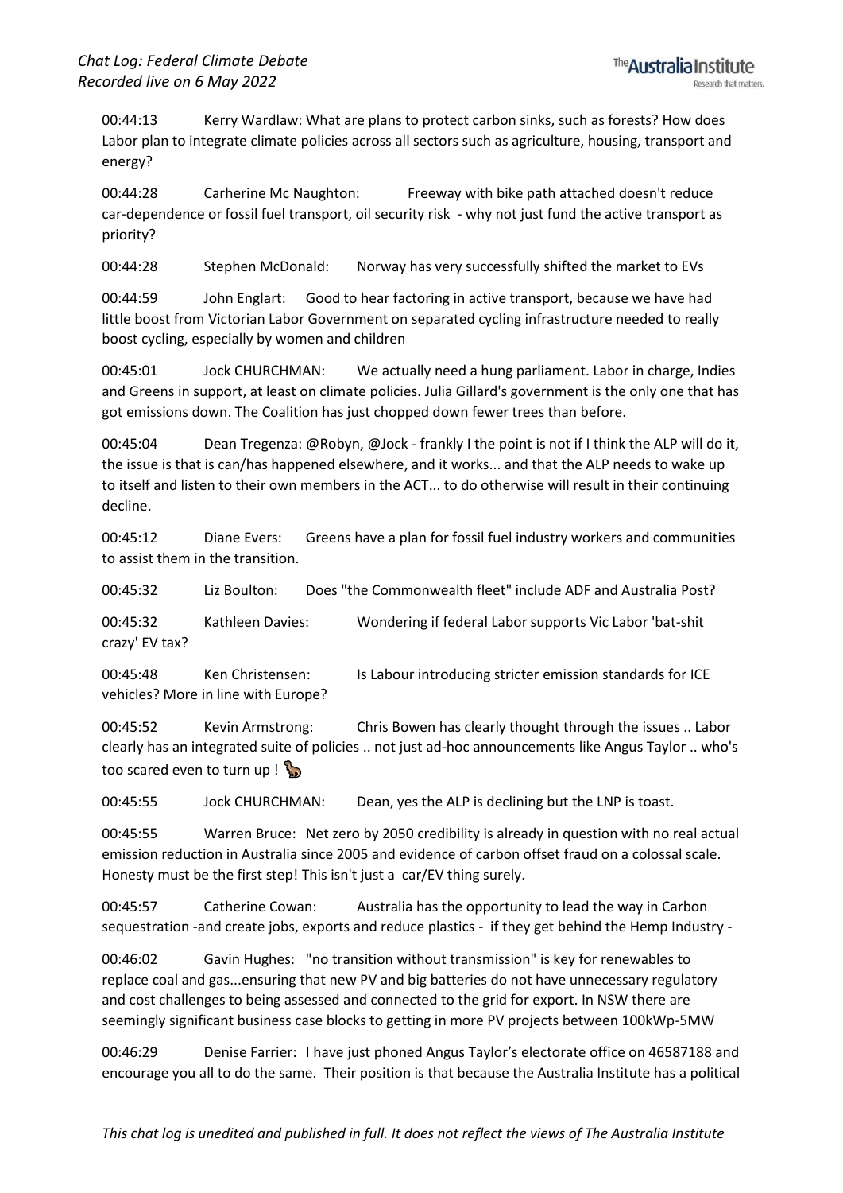00:44:13 Kerry Wardlaw: What are plans to protect carbon sinks, such as forests? How does Labor plan to integrate climate policies across all sectors such as agriculture, housing, transport and energy?

00:44:28 Carherine Mc Naughton: Freeway with bike path attached doesn't reduce car-dependence or fossil fuel transport, oil security risk - why not just fund the active transport as priority?

00:44:28 Stephen McDonald: Norway has very successfully shifted the market to EVs

00:44:59 John Englart: Good to hear factoring in active transport, because we have had little boost from Victorian Labor Government on separated cycling infrastructure needed to really boost cycling, especially by women and children

00:45:01 Jock CHURCHMAN: We actually need a hung parliament. Labor in charge, Indies and Greens in support, at least on climate policies. Julia Gillard's government is the only one that has got emissions down. The Coalition has just chopped down fewer trees than before.

00:45:04 Dean Tregenza: @Robyn, @Jock - frankly I the point is not if I think the ALP will do it, the issue is that is can/has happened elsewhere, and it works... and that the ALP needs to wake up to itself and listen to their own members in the ACT... to do otherwise will result in their continuing decline.

00:45:12 Diane Evers: Greens have a plan for fossil fuel industry workers and communities to assist them in the transition.

00:45:32 Liz Boulton: Does "the Commonwealth fleet" include ADF and Australia Post?

00:45:32 Kathleen Davies: Wondering if federal Labor supports Vic Labor 'bat-shit crazy' EV tax?

00:45:48 Ken Christensen: Is Labour introducing stricter emission standards for ICE vehicles? More in line with Europe?

00:45:52 Kevin Armstrong: Chris Bowen has clearly thought through the issues .. Labor clearly has an integrated suite of policies .. not just ad-hoc announcements like Angus Taylor .. who's too scared even to turn up ! 🐿

00:45:55 Jock CHURCHMAN: Dean, yes the ALP is declining but the LNP is toast.

00:45:55 Warren Bruce: Net zero by 2050 credibility is already in question with no real actual emission reduction in Australia since 2005 and evidence of carbon offset fraud on a colossal scale. Honesty must be the first step! This isn't just a car/EV thing surely.

00:45:57 Catherine Cowan: Australia has the opportunity to lead the way in Carbon sequestration -and create jobs, exports and reduce plastics - if they get behind the Hemp Industry -

00:46:02 Gavin Hughes: "no transition without transmission" is key for renewables to replace coal and gas...ensuring that new PV and big batteries do not have unnecessary regulatory and cost challenges to being assessed and connected to the grid for export. In NSW there are seemingly significant business case blocks to getting in more PV projects between 100kWp-5MW

00:46:29 Denise Farrier: I have just phoned Angus Taylor's electorate office on 46587188 and encourage you all to do the same. Their position is that because the Australia Institute has a political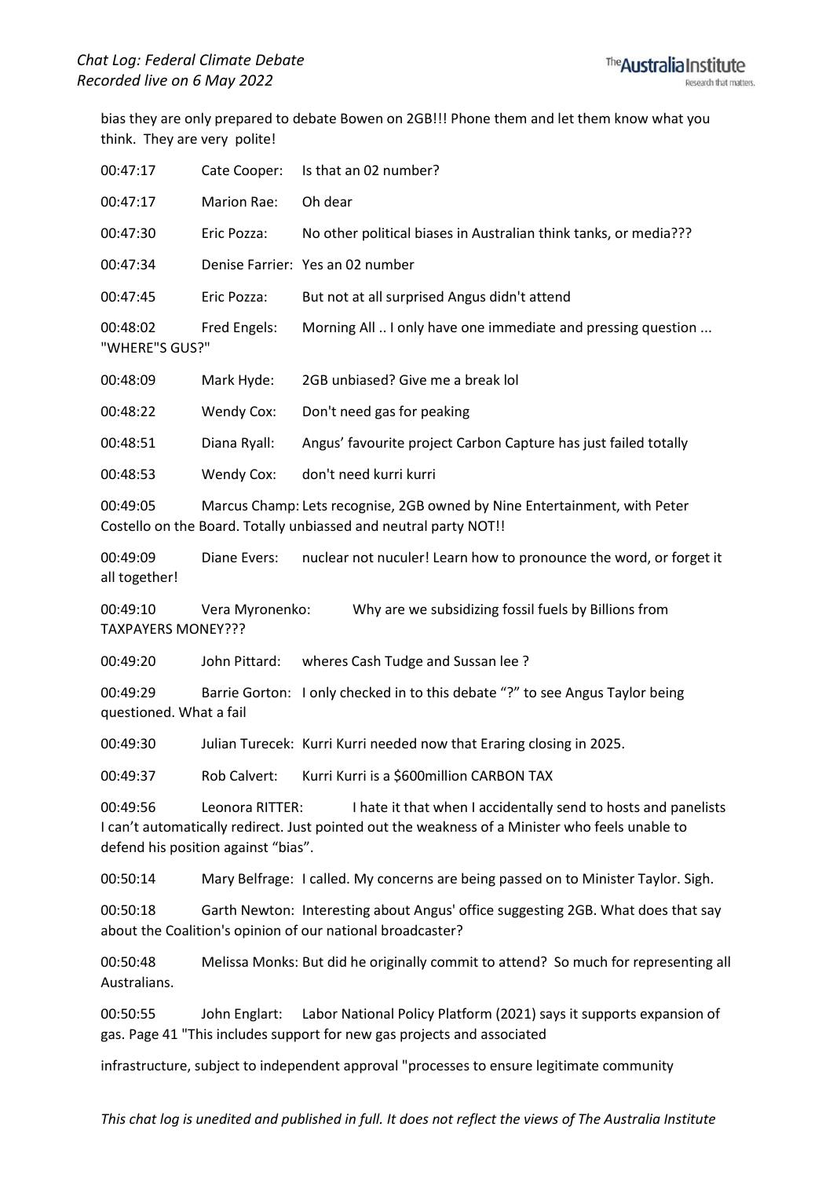bias they are only prepared to debate Bowen on 2GB!!! Phone them and let them know what you think. They are very polite!

00:47:17 Cate Cooper: Is that an 02 number?

00:47:17 Marion Rae: Oh dear

00:47:30 Eric Pozza: No other political biases in Australian think tanks, or media???

00:47:34 Denise Farrier: Yes an 02 number

00:47:45 Eric Pozza: But not at all surprised Angus didn't attend

00:48:02 Fred Engels: Morning All .. I only have one immediate and pressing question ... "WHERE"S GUS?"

00:48:09 Mark Hyde: 2GB unbiased? Give me a break lol

00:48:22 Wendy Cox: Don't need gas for peaking

00:48:51 Diana Ryall: Angus' favourite project Carbon Capture has just failed totally

00:48:53 Wendy Cox: don't need kurri kurri

00:49:05 Marcus Champ: Lets recognise, 2GB owned by Nine Entertainment, with Peter Costello on the Board. Totally unbiassed and neutral party NOT!!

00:49:09 Diane Evers: nuclear not nuculer! Learn how to pronounce the word, or forget it all together!

00:49:10 Vera Myronenko: Why are we subsidizing fossil fuels by Billions from TAXPAYERS MONEY???

00:49:20 John Pittard: wheres Cash Tudge and Sussan lee ?

00:49:29 Barrie Gorton: I only checked in to this debate "?" to see Angus Taylor being questioned. What a fail

00:49:30 Julian Turecek: Kurri Kurri needed now that Eraring closing in 2025.

00:49:37 Rob Calvert: Kurri Kurri is a $600million CARBON TAX

00:49:56 Leonora RITTER: I hate it that when I accidentally send to hosts and panelists I can't automatically redirect. Just pointed out the weakness of a Minister who feels unable to defend his position against "bias".

00:50:14 Mary Belfrage: I called. My concerns are being passed on to Minister Taylor. Sigh.

00:50:18 Garth Newton: Interesting about Angus' office suggesting 2GB. What does that say about the Coalition's opinion of our national broadcaster?

00:50:48 Melissa Monks: But did he originally commit to attend? So much for representing all Australians.

00:50:55 John Englart: Labor National Policy Platform (2021) says it supports expansion of gas. Page 41 "This includes support for new gas projects and associated

infrastructure, subject to independent approval "processes to ensure legitimate community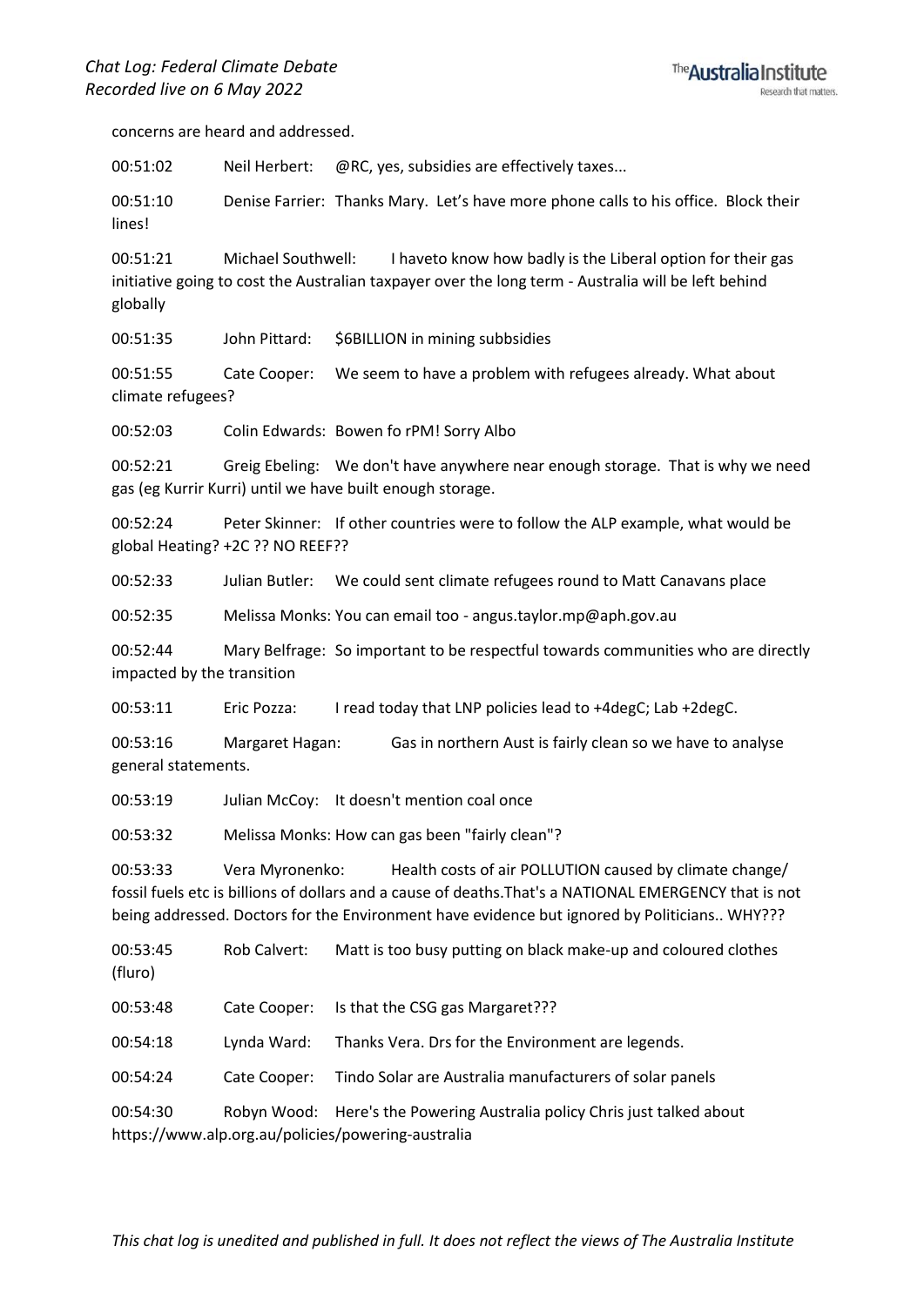concerns are heard and addressed.

00:51:02 Neil Herbert: @RC, yes, subsidies are effectively taxes...

00:51:10 Denise Farrier: Thanks Mary. Let's have more phone calls to his office. Block their lines!

00:51:21 Michael Southwell: I haveto know how badly is the Liberal option for their gas initiative going to cost the Australian taxpayer over the long term - Australia will be left behind globally

00:51:35 John Pittard: $6BILLION in mining subbsidies

00:51:55 Cate Cooper: We seem to have a problem with refugees already. What about climate refugees?

00:52:03 Colin Edwards: Bowen fo rPM! Sorry Albo

00:52:21 Greig Ebeling: We don't have anywhere near enough storage. That is why we need gas (eg Kurrir Kurri) until we have built enough storage.

00:52:24 Peter Skinner: If other countries were to follow the ALP example, what would be global Heating? +2C ?? NO REEF??

00:52:33 Julian Butler: We could sent climate refugees round to Matt Canavans place

00:52:35 Melissa Monks: You can email too - angus.taylor.mp@aph.gov.au

00:52:44 Mary Belfrage: So important to be respectful towards communities who are directly impacted by the transition

00:53:11 Eric Pozza: I read today that LNP policies lead to +4degC; Lab +2degC.

00:53:16 Margaret Hagan: Gas in northern Aust is fairly clean so we have to analyse general statements.

00:53:19 Julian McCoy: It doesn't mention coal once

00:53:32 Melissa Monks: How can gas been "fairly clean"?

00:53:33 Vera Myronenko: Health costs of air POLLUTION caused by climate change/ fossil fuels etc is billions of dollars and a cause of deaths.That's a NATIONAL EMERGENCY that is not being addressed. Doctors for the Environment have evidence but ignored by Politicians.. WHY???

00:53:45 Rob Calvert: Matt is too busy putting on black make-up and coloured clothes (fluro)

00:53:48 Cate Cooper: Is that the CSG gas Margaret???

00:54:18 Lynda Ward: Thanks Vera. Drs for the Environment are legends.

00:54:24 Cate Cooper: Tindo Solar are Australia manufacturers of solar panels

00:54:30 Robyn Wood: Here's the Powering Australia policy Chris just talked about https://www.alp.org.au/policies/powering-australia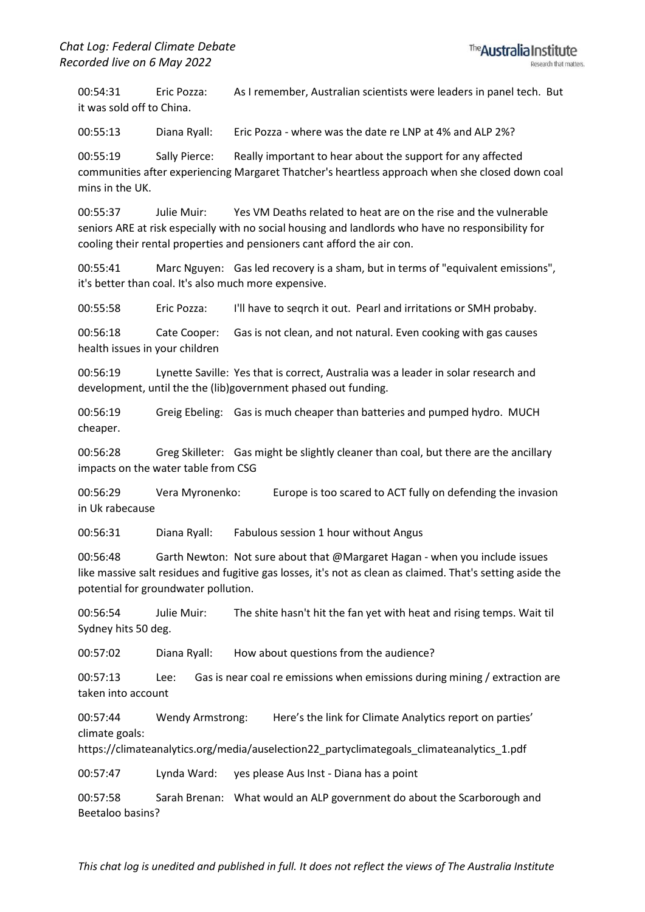00:54:31 Eric Pozza: As I remember, Australian scientists were leaders in panel tech. But it was sold off to China.

00:55:13 Diana Ryall: Eric Pozza - where was the date re LNP at 4% and ALP 2%?

00:55:19 Sally Pierce: Really important to hear about the support for any affected communities after experiencing Margaret Thatcher's heartless approach when she closed down coal mins in the UK.

00:55:37 Julie Muir: Yes VM Deaths related to heat are on the rise and the vulnerable seniors ARE at risk especially with no social housing and landlords who have no responsibility for cooling their rental properties and pensioners cant afford the air con.

00:55:41 Marc Nguyen: Gas led recovery is a sham, but in terms of "equivalent emissions", it's better than coal. It's also much more expensive.

00:55:58 Eric Pozza: I'll have to seqrch it out. Pearl and irritations or SMH probaby.

00:56:18 Cate Cooper: Gas is not clean, and not natural. Even cooking with gas causes health issues in your children

00:56:19 Lynette Saville: Yes that is correct, Australia was a leader in solar research and development, until the the (lib)government phased out funding.

00:56:19 Greig Ebeling: Gas is much cheaper than batteries and pumped hydro. MUCH cheaper.

00:56:28 Greg Skilleter: Gas might be slightly cleaner than coal, but there are the ancillary impacts on the water table from CSG

00:56:29 Vera Myronenko: Europe is too scared to ACT fully on defending the invasion in Uk rabecause

00:56:31 Diana Ryall: Fabulous session 1 hour without Angus

00:56:48 Garth Newton: Not sure about that @Margaret Hagan - when you include issues like massive salt residues and fugitive gas losses, it's not as clean as claimed. That's setting aside the potential for groundwater pollution.

00:56:54 Julie Muir: The shite hasn't hit the fan yet with heat and rising temps. Wait til Sydney hits 50 deg.

00:57:02 Diana Ryall: How about questions from the audience?

00:57:13 Lee: Gas is near coal re emissions when emissions during mining / extraction are taken into account

00:57:44 Wendy Armstrong: Here's the link for Climate Analytics report on parties' climate goals:
https://climateanalytics.org/media/auselection22_partyclimategoals_climateanalytics_1.pdf

00:57:47 Lynda Ward: yes please Aus Inst - Diana has a point

00:57:58 Sarah Brenan: What would an ALP government do about the Scarborough and Beetaloo basins?

*This chat log is unedited and published in full. It does not reflect the views of The Australia Institute*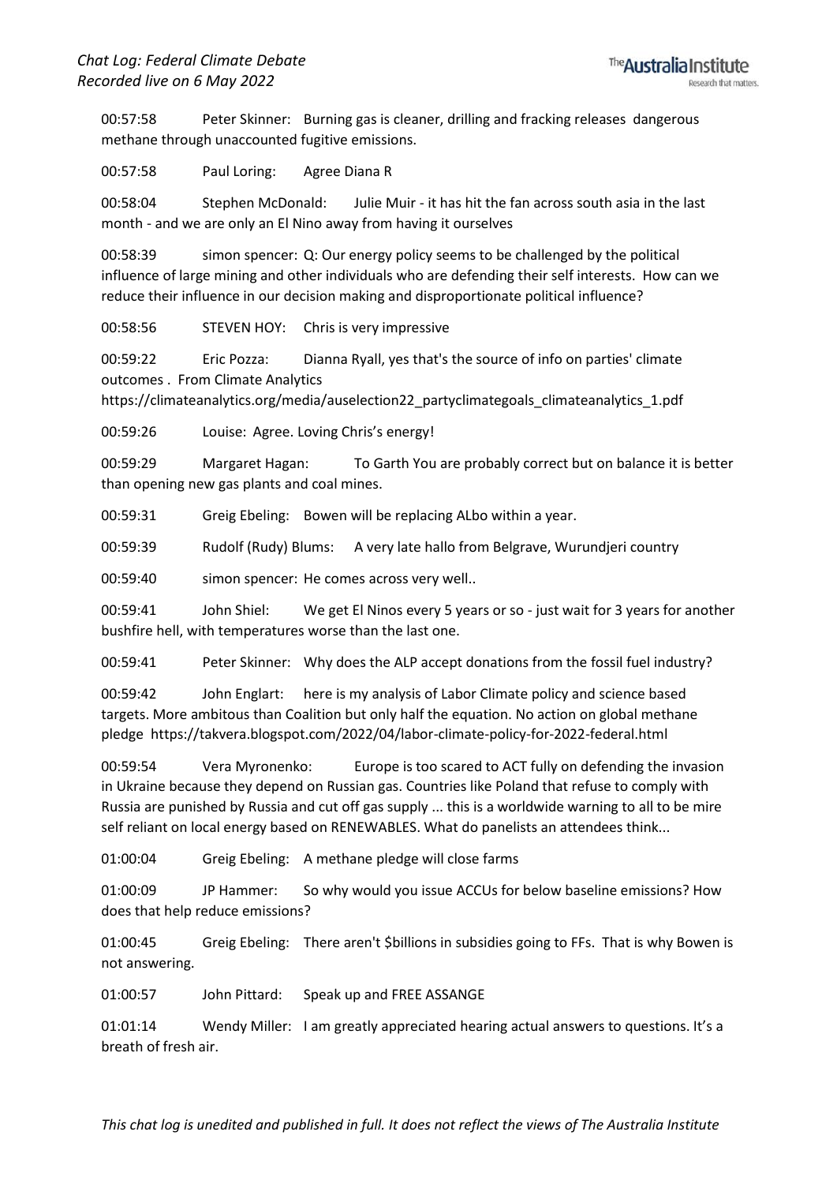00:57:58 Peter Skinner: Burning gas is cleaner, drilling and fracking releases dangerous methane through unaccounted fugitive emissions.

00:57:58 Paul Loring: Agree Diana R

00:58:04 Stephen McDonald: Julie Muir - it has hit the fan across south asia in the last month - and we are only an El Nino away from having it ourselves

00:58:39 simon spencer: Q: Our energy policy seems to be challenged by the political influence of large mining and other individuals who are defending their self interests. How can we reduce their influence in our decision making and disproportionate political influence?

00:58:56 STEVEN HOY: Chris is very impressive

00:59:22 Eric Pozza: Dianna Ryall, yes that's the source of info on parties' climate outcomes . From Climate Analytics https://climateanalytics.org/media/auselection22_partyclimategoals_climateanalytics_1.pdf

00:59:26 Louise: Agree. Loving Chris's energy!

00:59:29 Margaret Hagan: To Garth You are probably correct but on balance it is better than opening new gas plants and coal mines.

00:59:31 Greig Ebeling: Bowen will be replacing ALbo within a year.

00:59:39 Rudolf (Rudy) Blums: A very late hallo from Belgrave, Wurundjeri country

00:59:40 simon spencer: He comes across very well..

00:59:41 John Shiel: We get El Ninos every 5 years or so - just wait for 3 years for another bushfire hell, with temperatures worse than the last one.

00:59:41 Peter Skinner: Why does the ALP accept donations from the fossil fuel industry?

00:59:42 John Englart: here is my analysis of Labor Climate policy and science based targets. More ambitous than Coalition but only half the equation. No action on global methane pledge https://takvera.blogspot.com/2022/04/labor-climate-policy-for-2022-federal.html

00:59:54 Vera Myronenko: Europe is too scared to ACT fully on defending the invasion in Ukraine because they depend on Russian gas. Countries like Poland that refuse to comply with Russia are punished by Russia and cut off gas supply ... this is a worldwide warning to all to be mire self reliant on local energy based on RENEWABLES. What do panelists an attendees think...

01:00:04 Greig Ebeling: A methane pledge will close farms

01:00:09 JP Hammer: So why would you issue ACCUs for below baseline emissions? How does that help reduce emissions?

01:00:45 Greig Ebeling: There aren't $billions in subsidies going to FFs. That is why Bowen is not answering.

01:00:57 John Pittard: Speak up and FREE ASSANGE

01:01:14 Wendy Miller: I am greatly appreciated hearing actual answers to questions. It's a breath of fresh air.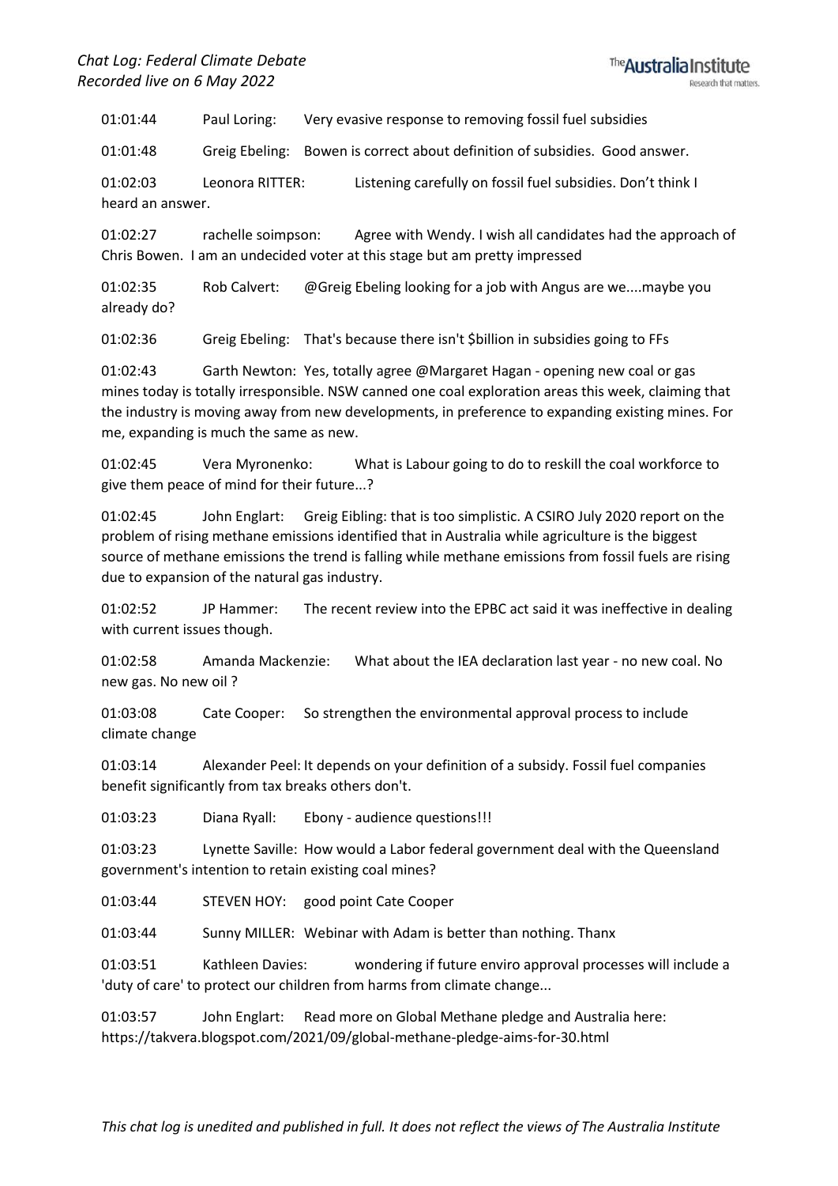01:01:44 Paul Loring: Very evasive response to removing fossil fuel subsidies

01:01:48 Greig Ebeling: Bowen is correct about definition of subsidies. Good answer.

01:02:03 Leonora RITTER: Listening carefully on fossil fuel subsidies. Don't think I heard an answer.

01:02:27 rachelle soimpson: Agree with Wendy. I wish all candidates had the approach of Chris Bowen. I am an undecided voter at this stage but am pretty impressed

01:02:35 Rob Calvert: @Greig Ebeling looking for a job with Angus are we....maybe you already do?

01:02:36 Greig Ebeling: That's because there isn't $billion in subsidies going to FFs

01:02:43 Garth Newton: Yes, totally agree @Margaret Hagan - opening new coal or gas mines today is totally irresponsible. NSW canned one coal exploration areas this week, claiming that the industry is moving away from new developments, in preference to expanding existing mines. For me, expanding is much the same as new.

01:02:45 Vera Myronenko: What is Labour going to do to reskill the coal workforce to give them peace of mind for their future...?

01:02:45 John Englart: Greig Eibling: that is too simplistic. A CSIRO July 2020 report on the problem of rising methane emissions identified that in Australia while agriculture is the biggest source of methane emissions the trend is falling while methane emissions from fossil fuels are rising due to expansion of the natural gas industry.

01:02:52 JP Hammer: The recent review into the EPBC act said it was ineffective in dealing with current issues though.

01:02:58 Amanda Mackenzie: What about the IEA declaration last year - no new coal. No new gas. No new oil ?

01:03:08 Cate Cooper: So strengthen the environmental approval process to include climate change

01:03:14 Alexander Peel: It depends on your definition of a subsidy. Fossil fuel companies benefit significantly from tax breaks others don't.

01:03:23 Diana Ryall: Ebony - audience questions!!!

01:03:23 Lynette Saville: How would a Labor federal government deal with the Queensland government's intention to retain existing coal mines?

01:03:44 STEVEN HOY: good point Cate Cooper

01:03:44 Sunny MILLER: Webinar with Adam is better than nothing. Thanx

01:03:51 Kathleen Davies: wondering if future enviro approval processes will include a 'duty of care' to protect our children from harms from climate change...

01:03:57 John Englart: Read more on Global Methane pledge and Australia here: https://takvera.blogspot.com/2021/09/global-methane-pledge-aims-for-30.html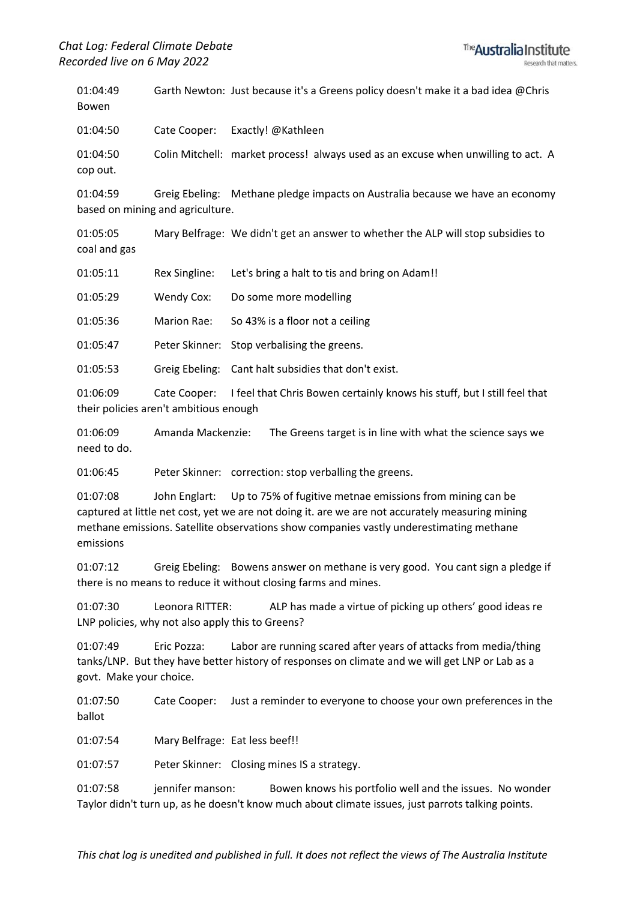01:04:49 Garth Newton: Just because it's a Greens policy doesn't make it a bad idea @Chris Bowen

01:04:50 Cate Cooper: Exactly! @Kathleen

01:04:50 Colin Mitchell: market process! always used as an excuse when unwilling to act. A cop out.

01:04:59 Greig Ebeling: Methane pledge impacts on Australia because we have an economy based on mining and agriculture.

01:05:05 Mary Belfrage: We didn't get an answer to whether the ALP will stop subsidies to coal and gas

01:05:11 Rex Singline: Let's bring a halt to tis and bring on Adam!!

01:05:29 Wendy Cox: Do some more modelling

01:05:36 Marion Rae: So 43% is a floor not a ceiling

01:05:47 Peter Skinner: Stop verbalising the greens.

01:05:53 Greig Ebeling: Cant halt subsidies that don't exist.

01:06:09 Cate Cooper: I feel that Chris Bowen certainly knows his stuff, but I still feel that their policies aren't ambitious enough

01:06:09 Amanda Mackenzie: The Greens target is in line with what the science says we need to do.

01:06:45 Peter Skinner: correction: stop verballing the greens.

01:07:08 John Englart: Up to 75% of fugitive metnae emissions from mining can be captured at little net cost, yet we are not doing it. are we are not accurately measuring mining methane emissions. Satellite observations show companies vastly underestimating methane emissions

01:07:12 Greig Ebeling: Bowens answer on methane is very good. You cant sign a pledge if there is no means to reduce it without closing farms and mines.

01:07:30 Leonora RITTER: ALP has made a virtue of picking up others' good ideas re LNP policies, why not also apply this to Greens?

01:07:49 Eric Pozza: Labor are running scared after years of attacks from media/thing tanks/LNP. But they have better history of responses on climate and we will get LNP or Lab as a govt. Make your choice.

01:07:50 Cate Cooper: Just a reminder to everyone to choose your own preferences in the ballot

01:07:54 Mary Belfrage: Eat less beef!!

01:07:57 Peter Skinner: Closing mines IS a strategy.

01:07:58 jennifer manson: Bowen knows his portfolio well and the issues. No wonder Taylor didn't turn up, as he doesn't know much about climate issues, just parrots talking points.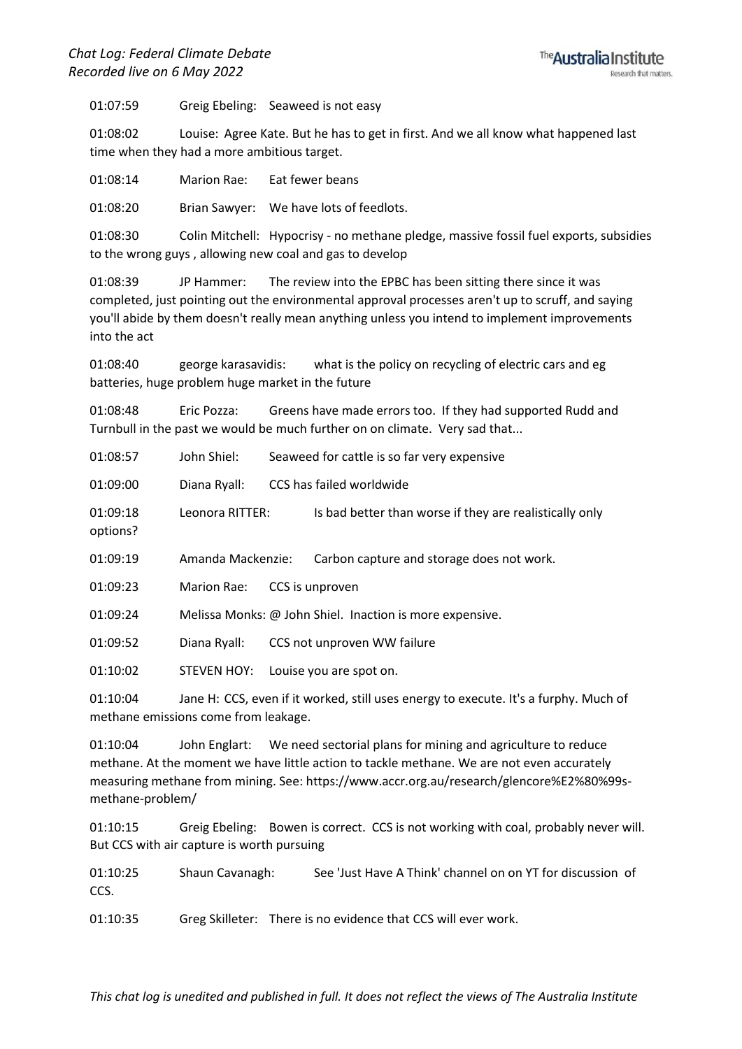01:07:59 Greig Ebeling: Seaweed is not easy

01:08:02 Louise: Agree Kate. But he has to get in first. And we all know what happened last time when they had a more ambitious target.

01:08:14 Marion Rae: Eat fewer beans

01:08:20 Brian Sawyer: We have lots of feedlots.

01:08:30 Colin Mitchell: Hypocrisy - no methane pledge, massive fossil fuel exports, subsidies to the wrong guys , allowing new coal and gas to develop

01:08:39 JP Hammer: The review into the EPBC has been sitting there since it was completed, just pointing out the environmental approval processes aren't up to scruff, and saying you'll abide by them doesn't really mean anything unless you intend to implement improvements into the act

01:08:40 george karasavidis: what is the policy on recycling of electric cars and eg batteries, huge problem huge market in the future

01:08:48 Eric Pozza: Greens have made errors too. If they had supported Rudd and Turnbull in the past we would be much further on on climate. Very sad that...

01:08:57 John Shiel: Seaweed for cattle is so far very expensive

01:09:00 Diana Ryall: CCS has failed worldwide

01:09:18 Leonora RITTER: Is bad better than worse if they are realistically only options?

01:09:19 Amanda Mackenzie: Carbon capture and storage does not work.

01:09:23 Marion Rae: CCS is unproven

01:09:24 Melissa Monks: @ John Shiel. Inaction is more expensive.

01:09:52 Diana Ryall: CCS not unproven WW failure

01:10:02 STEVEN HOY: Louise you are spot on.

01:10:04 Jane H: CCS, even if it worked, still uses energy to execute. It's a furphy. Much of methane emissions come from leakage.

01:10:04 John Englart: We need sectorial plans for mining and agriculture to reduce methane. At the moment we have little action to tackle methane. We are not even accurately measuring methane from mining. See: https://www.accr.org.au/research/glencore%E2%80%99s-methane-problem/

01:10:15 Greig Ebeling: Bowen is correct. CCS is not working with coal, probably never will. But CCS with air capture is worth pursuing

01:10:25 Shaun Cavanagh: See 'Just Have A Think' channel on on YT for discussion of CCS.

01:10:35 Greg Skilleter: There is no evidence that CCS will ever work.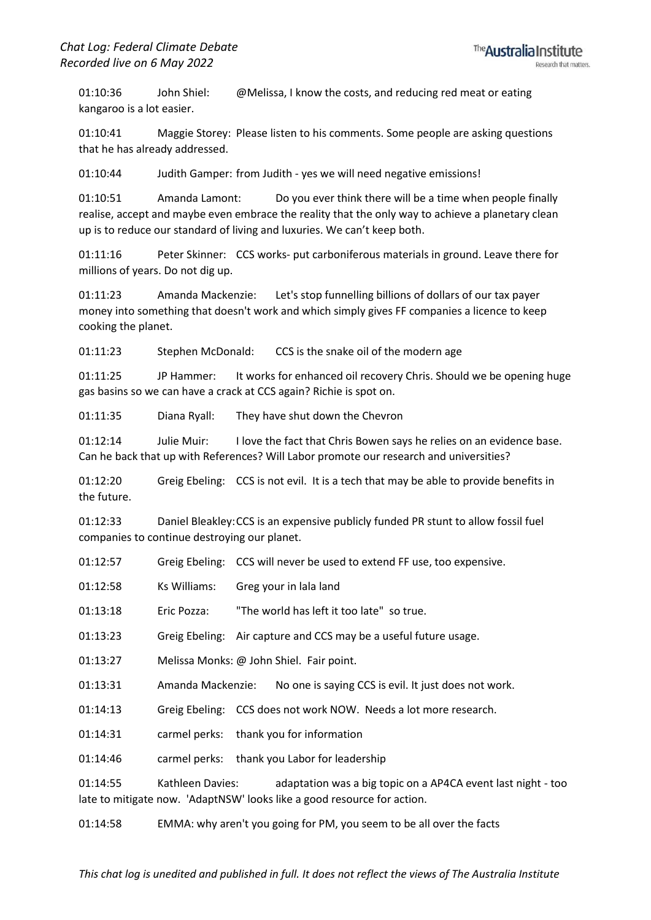01:10:36 John Shiel: @Melissa, I know the costs, and reducing red meat or eating kangaroo is a lot easier.

01:10:41 Maggie Storey: Please listen to his comments. Some people are asking questions that he has already addressed.

01:10:44 Judith Gamper: from Judith - yes we will need negative emissions!

01:10:51 Amanda Lamont: Do you ever think there will be a time when people finally realise, accept and maybe even embrace the reality that the only way to achieve a planetary clean up is to reduce our standard of living and luxuries. We can't keep both.

01:11:16 Peter Skinner: CCS works- put carboniferous materials in ground. Leave there for millions of years. Do not dig up.

01:11:23 Amanda Mackenzie: Let's stop funnelling billions of dollars of our tax payer money into something that doesn't work and which simply gives FF companies a licence to keep cooking the planet.

01:11:23 Stephen McDonald: CCS is the snake oil of the modern age

01:11:25 JP Hammer: It works for enhanced oil recovery Chris. Should we be opening huge gas basins so we can have a crack at CCS again? Richie is spot on.

01:11:35 Diana Ryall: They have shut down the Chevron

01:12:14 Julie Muir: I love the fact that Chris Bowen says he relies on an evidence base. Can he back that up with References? Will Labor promote our research and universities?

01:12:20 Greig Ebeling: CCS is not evil. It is a tech that may be able to provide benefits in the future.

01:12:33 Daniel Bleakley: CCS is an expensive publicly funded PR stunt to allow fossil fuel companies to continue destroying our planet.

01:12:57 Greig Ebeling: CCS will never be used to extend FF use, too expensive.

01:12:58 Ks Williams: Greg your in lala land

01:13:18 Eric Pozza: "The world has left it too late" so true.

01:13:23 Greig Ebeling: Air capture and CCS may be a useful future usage.

01:13:27 Melissa Monks: @ John Shiel. Fair point.

01:13:31 Amanda Mackenzie: No one is saying CCS is evil. It just does not work.

01:14:13 Greig Ebeling: CCS does not work NOW. Needs a lot more research.

01:14:31 carmel perks: thank you for information

01:14:46 carmel perks: thank you Labor for leadership

01:14:55 Kathleen Davies: adaptation was a big topic on a AP4CA event last night - too late to mitigate now. 'AdaptNSW' looks like a good resource for action.

01:14:58 EMMA: why aren't you going for PM, you seem to be all over the facts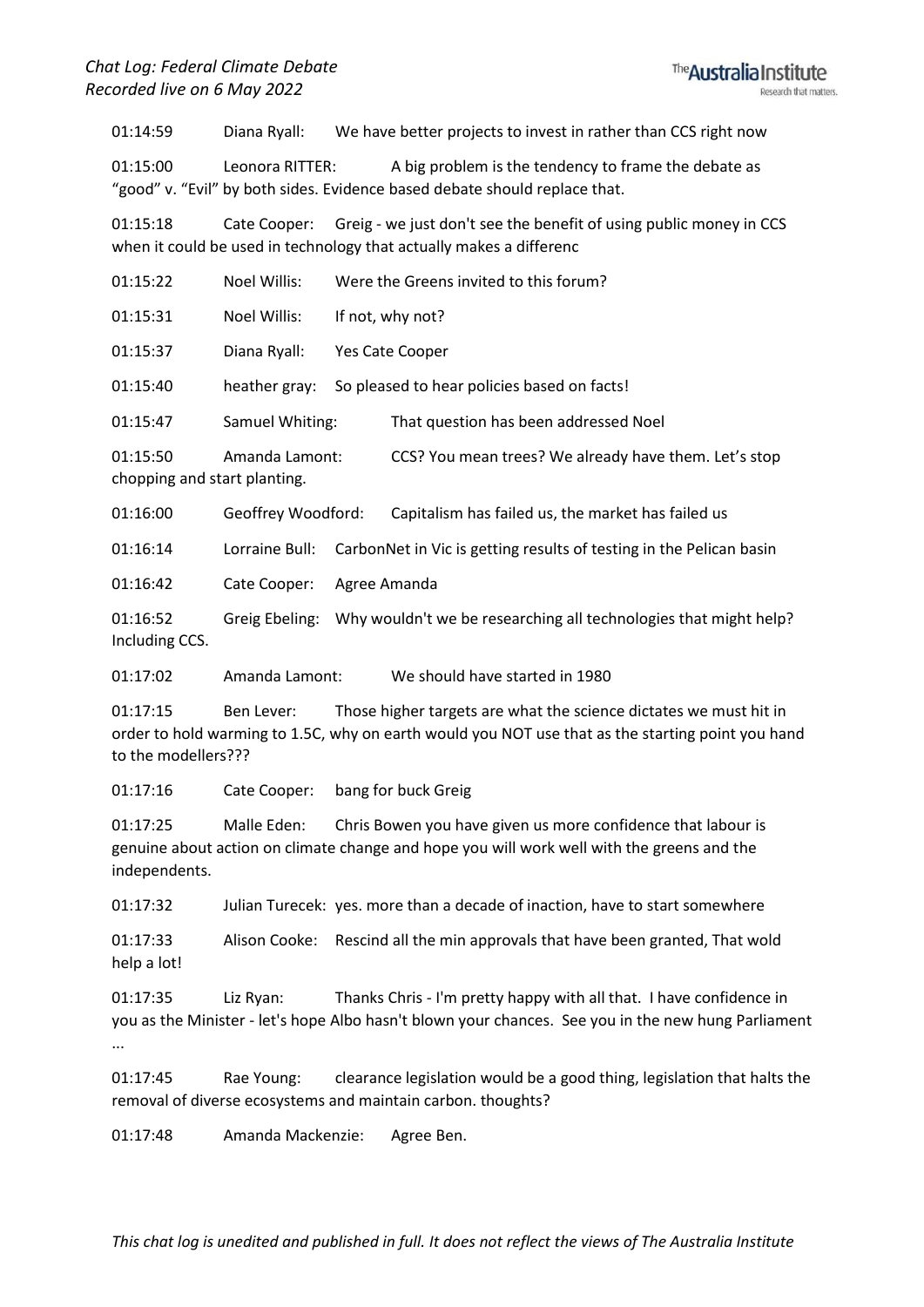01:14:59 Diana Ryall: We have better projects to invest in rather than CCS right now

01:15:00 Leonora RITTER: A big problem is the tendency to frame the debate as “good” v. “Evil” by both sides. Evidence based debate should replace that.

01:15:18 Cate Cooper: Greig - we just don't see the benefit of using public money in CCS when it could be used in technology that actually makes a differenc

01:15:22 Noel Willis: Were the Greens invited to this forum?

01:15:31 Noel Willis: If not, why not?

01:15:37 Diana Ryall: Yes Cate Cooper

01:15:40 heather gray: So pleased to hear policies based on facts!

01:15:47 Samuel Whiting: That question has been addressed Noel

01:15:50 Amanda Lamont: CCS? You mean trees? We already have them. Let’s stop chopping and start planting.

01:16:00 Geoffrey Woodford: Capitalism has failed us, the market has failed us

01:16:14 Lorraine Bull: CarbonNet in Vic is getting results of testing in the Pelican basin

01:16:42 Cate Cooper: Agree Amanda

01:16:52 Greig Ebeling: Why wouldn't we be researching all technologies that might help? Including CCS.

01:17:02 Amanda Lamont: We should have started in 1980

01:17:15 Ben Lever: Those higher targets are what the science dictates we must hit in order to hold warming to 1.5C, why on earth would you NOT use that as the starting point you hand to the modellers???

01:17:16 Cate Cooper: bang for buck Greig

01:17:25 Malle Eden: Chris Bowen you have given us more confidence that labour is genuine about action on climate change and hope you will work well with the greens and the independents.

01:17:32 Julian Turecek: yes. more than a decade of inaction, have to start somewhere

01:17:33 Alison Cooke: Rescind all the min approvals that have been granted, That wold help a lot!

01:17:35 Liz Ryan: Thanks Chris - I'm pretty happy with all that. I have confidence in you as the Minister - let's hope Albo hasn't blown your chances. See you in the new hung Parliament ...

01:17:45 Rae Young: clearance legislation would be a good thing, legislation that halts the removal of diverse ecosystems and maintain carbon. thoughts?

01:17:48 Amanda Mackenzie: Agree Ben.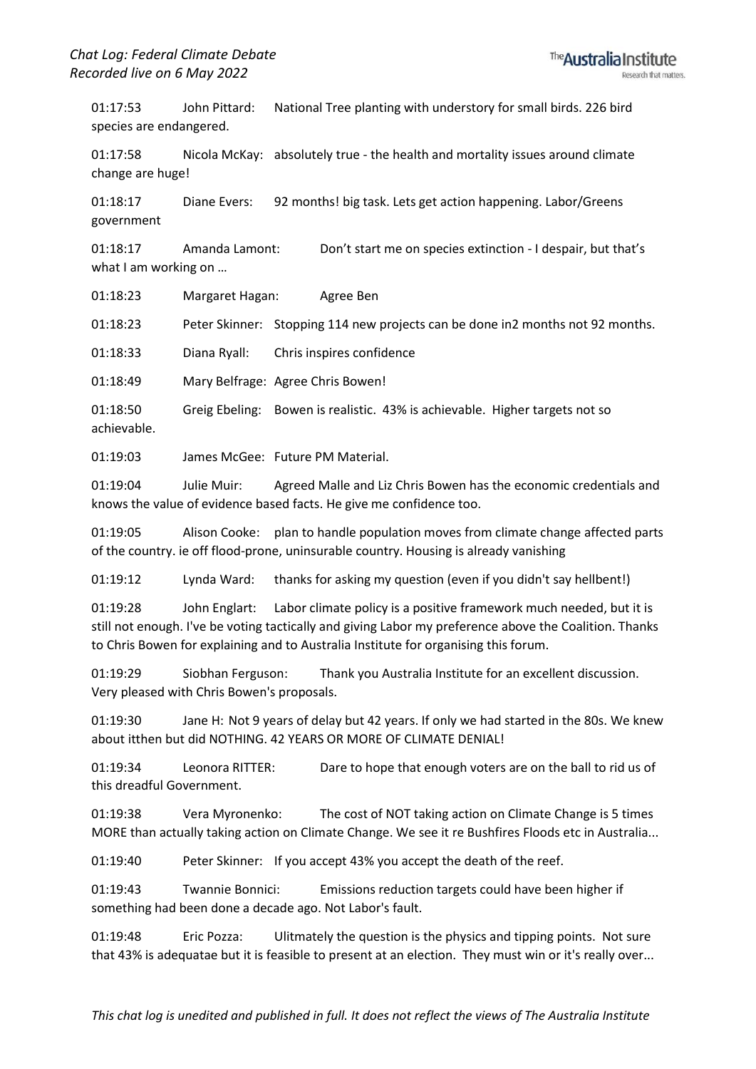01:17:53 John Pittard: National Tree planting with understory for small birds. 226 bird species are endangered.

01:17:58 Nicola McKay: absolutely true - the health and mortality issues around climate change are huge!

01:18:17 Diane Evers: 92 months! big task. Lets get action happening. Labor/Greens government

01:18:17 Amanda Lamont: Don't start me on species extinction - I despair, but that's what I am working on …

01:18:23 Margaret Hagan: Agree Ben

01:18:23 Peter Skinner: Stopping 114 new projects can be done in2 months not 92 months.

01:18:33 Diana Ryall: Chris inspires confidence

01:18:49 Mary Belfrage: Agree Chris Bowen!

01:18:50 Greig Ebeling: Bowen is realistic. 43% is achievable. Higher targets not so achievable.

01:19:03 James McGee: Future PM Material.

01:19:04 Julie Muir: Agreed Malle and Liz Chris Bowen has the economic credentials and knows the value of evidence based facts. He give me confidence too.

01:19:05 Alison Cooke: plan to handle population moves from climate change affected parts of the country. ie off flood-prone, uninsurable country. Housing is already vanishing

01:19:12 Lynda Ward: thanks for asking my question (even if you didn't say hellbent!)

01:19:28 John Englart: Labor climate policy is a positive framework much needed, but it is still not enough. I've be voting tactically and giving Labor my preference above the Coalition. Thanks to Chris Bowen for explaining and to Australia Institute for organising this forum.

01:19:29 Siobhan Ferguson: Thank you Australia Institute for an excellent discussion. Very pleased with Chris Bowen's proposals.

01:19:30 Jane H: Not 9 years of delay but 42 years. If only we had started in the 80s. We knew about itthen but did NOTHING. 42 YEARS OR MORE OF CLIMATE DENIAL!

01:19:34 Leonora RITTER: Dare to hope that enough voters are on the ball to rid us of this dreadful Government.

01:19:38 Vera Myronenko: The cost of NOT taking action on Climate Change is 5 times MORE than actually taking action on Climate Change. We see it re Bushfires Floods etc in Australia...

01:19:40 Peter Skinner: If you accept 43% you accept the death of the reef.

01:19:43 Twannie Bonnici: Emissions reduction targets could have been higher if something had been done a decade ago. Not Labor's fault.

01:19:48 Eric Pozza: Ulitmately the question is the physics and tipping points. Not sure that 43% is adequatae but it is feasible to present at an election. They must win or it's really over...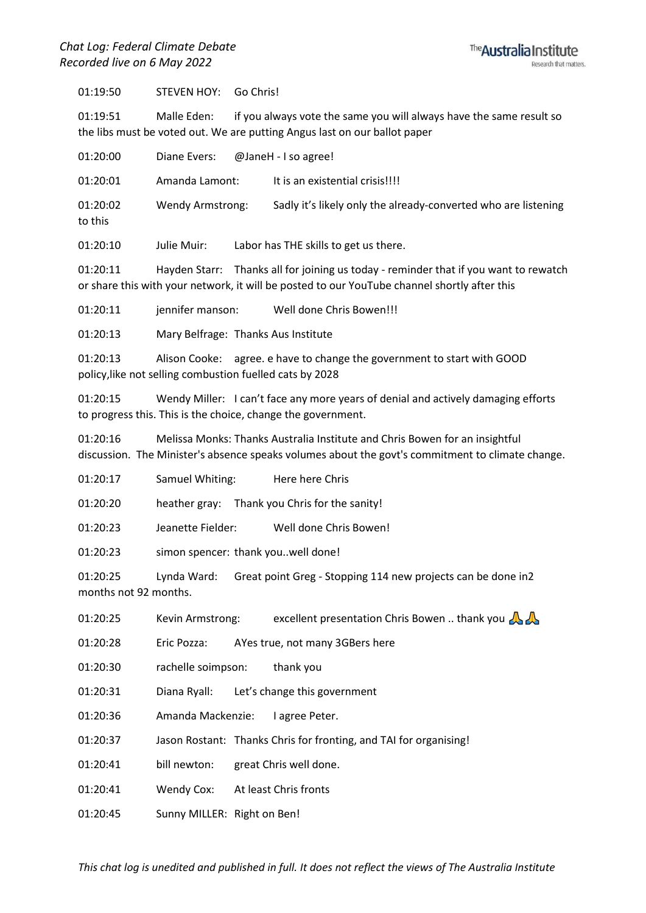01:19:50 STEVEN HOY: Go Chris!

01:19:51 Malle Eden: if you always vote the same you will always have the same result so the libs must be voted out. We are putting Angus last on our ballot paper

01:20:00 Diane Evers: @JaneH - I so agree!

01:20:01 Amanda Lamont: It is an existential crisis!!!!

01:20:02 Wendy Armstrong: Sadly it's likely only the already-converted who are listening to this

01:20:10 Julie Muir: Labor has THE skills to get us there.

01:20:11 Hayden Starr: Thanks all for joining us today - reminder that if you want to rewatch or share this with your network, it will be posted to our YouTube channel shortly after this

01:20:11 jennifer manson: Well done Chris Bowen!!!

01:20:13 Mary Belfrage: Thanks Aus Institute

01:20:13 Alison Cooke: agree. e have to change the government to start with GOOD policy,like not selling combustion fuelled cats by 2028

01:20:15 Wendy Miller: I can't face any more years of denial and actively damaging efforts to progress this. This is the choice, change the government.

01:20:16 Melissa Monks: Thanks Australia Institute and Chris Bowen for an insightful discussion. The Minister's absence speaks volumes about the govt's commitment to climate change.

01:20:17 Samuel Whiting: Here here Chris

01:20:20 heather gray: Thank you Chris for the sanity!

01:20:23 Jeanette Fielder: Well done Chris Bowen!

01:20:23 simon spencer: thank you..well done!

01:20:25 Lynda Ward: Great point Greg - Stopping 114 new projects can be done in2 months not 92 months.

01:20:25 Kevin Armstrong: excellent presentation Chris Bowen .. thank you 🙏🙏

01:20:28 Eric Pozza: AYes true, not many 3GBers here

01:20:30 rachelle soimpson: thank you

01:20:31 Diana Ryall: Let's change this government

01:20:36 Amanda Mackenzie: I agree Peter.

01:20:37 Jason Rostant: Thanks Chris for fronting, and TAI for organising!

01:20:41 bill newton: great Chris well done.

01:20:41 Wendy Cox: At least Chris fronts

01:20:45 Sunny MILLER: Right on Ben!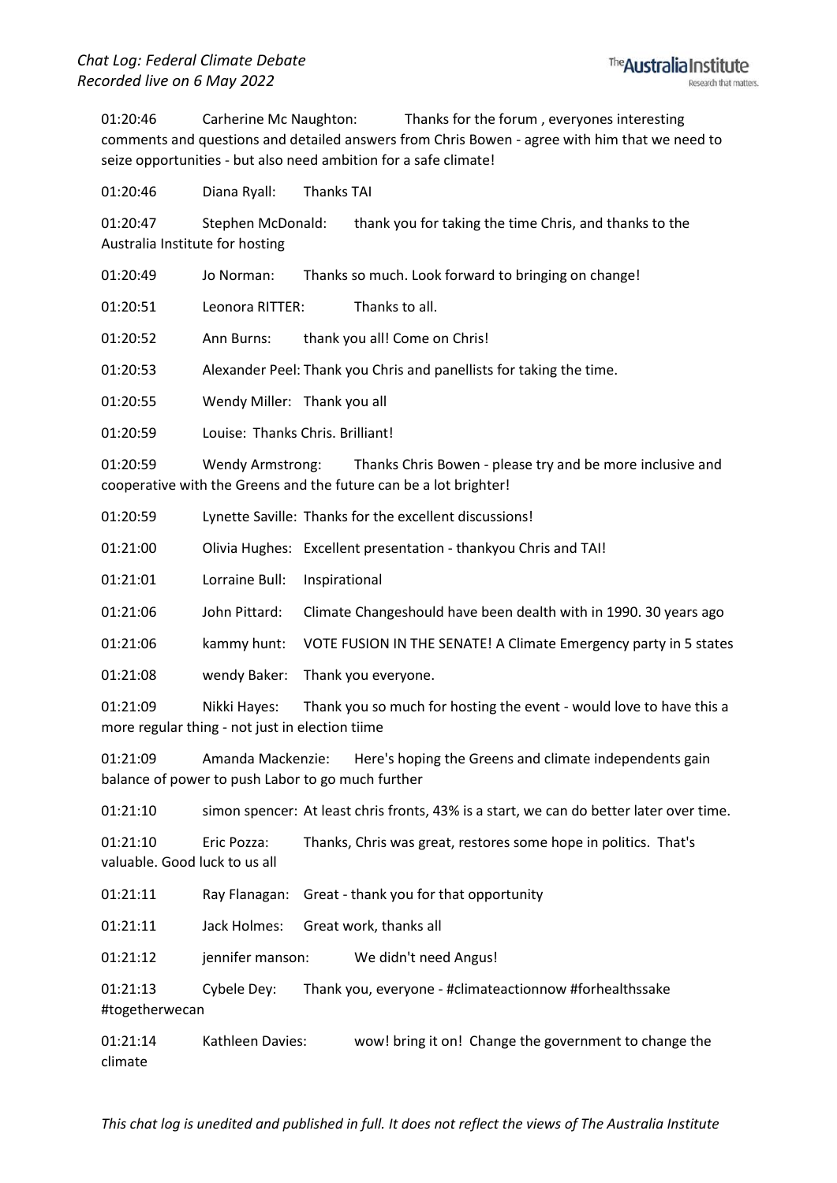01:20:46 Carherine Mc Naughton: Thanks for the forum , everyones interesting comments and questions and detailed answers from Chris Bowen - agree with him that we need to seize opportunities - but also need ambition for a safe climate!

01:20:46 Diana Ryall: Thanks TAI

01:20:47 Stephen McDonald: thank you for taking the time Chris, and thanks to the Australia Institute for hosting

01:20:49 Jo Norman: Thanks so much. Look forward to bringing on change!

01:20:51 Leonora RITTER: Thanks to all.

01:20:52 Ann Burns: thank you all! Come on Chris!

01:20:53 Alexander Peel: Thank you Chris and panellists for taking the time.

01:20:55 Wendy Miller: Thank you all

01:20:59 Louise: Thanks Chris. Brilliant!

01:20:59 Wendy Armstrong: Thanks Chris Bowen - please try and be more inclusive and cooperative with the Greens and the future can be a lot brighter!

01:20:59 Lynette Saville: Thanks for the excellent discussions!

01:21:00 Olivia Hughes: Excellent presentation - thankyou Chris and TAI!

01:21:01 Lorraine Bull: Inspirational

01:21:06 John Pittard: Climate Changeshould have been dealth with in 1990. 30 years ago

01:21:06 kammy hunt: VOTE FUSION IN THE SENATE! A Climate Emergency party in 5 states

01:21:08 wendy Baker: Thank you everyone.

01:21:09 Nikki Hayes: Thank you so much for hosting the event - would love to have this a more regular thing - not just in election tiime

01:21:09 Amanda Mackenzie: Here's hoping the Greens and climate independents gain balance of power to push Labor to go much further

01:21:10 simon spencer: At least chris fronts, 43% is a start, we can do better later over time.

01:21:10 Eric Pozza: Thanks, Chris was great, restores some hope in politics. That's valuable. Good luck to us all

01:21:11 Ray Flanagan: Great - thank you for that opportunity

01:21:11 Jack Holmes: Great work, thanks all

01:21:12 jennifer manson: We didn't need Angus!

01:21:13 Cybele Dey: Thank you, everyone - #climateactionnow #forhealthssake #togetherwecan

01:21:14 Kathleen Davies: wow! bring it on! Change the government to change the climate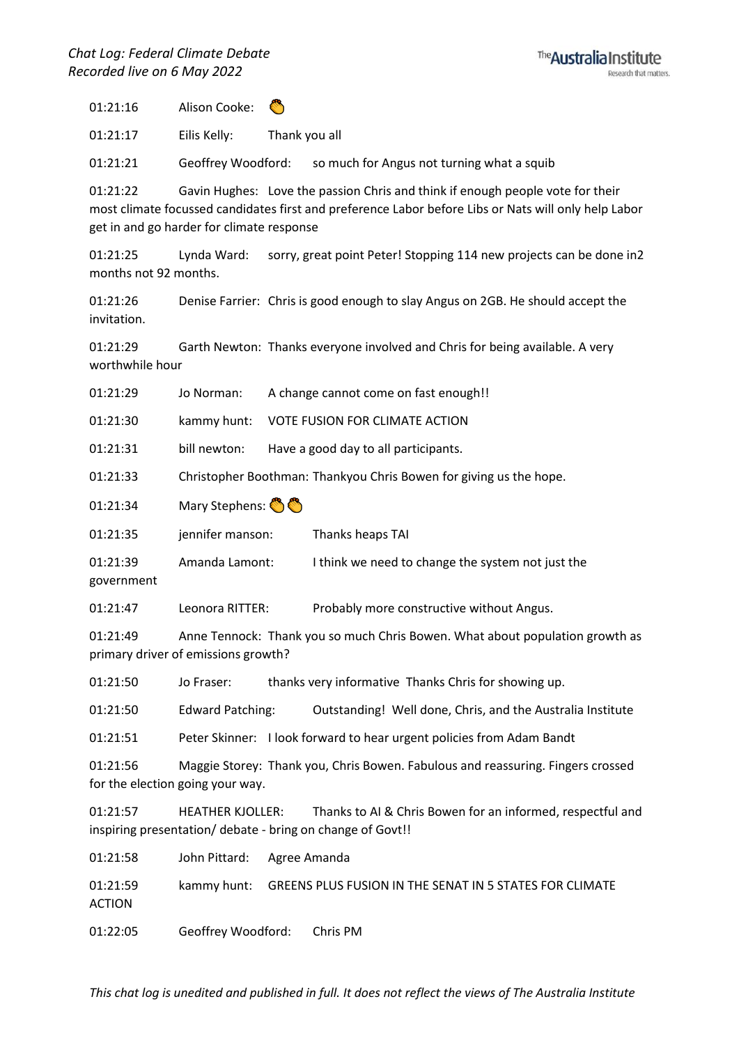01:21:16 Alison Cooke: 👏

01:21:17 Eilis Kelly: Thank you all

01:21:21 Geoffrey Woodford: so much for Angus not turning what a squib

01:21:22 Gavin Hughes: Love the passion Chris and think if enough people vote for their most climate focussed candidates first and preference Labor before Libs or Nats will only help Labor get in and go harder for climate response

01:21:25 Lynda Ward: sorry, great point Peter! Stopping 114 new projects can be done in2 months not 92 months.

01:21:26 Denise Farrier: Chris is good enough to slay Angus on 2GB. He should accept the invitation.

01:21:29 Garth Newton: Thanks everyone involved and Chris for being available. A very worthwhile hour

01:21:29 Jo Norman: A change cannot come on fast enough!!

01:21:30 kammy hunt: VOTE FUSION FOR CLIMATE ACTION

01:21:31 bill newton: Have a good day to all participants.

01:21:33 Christopher Boothman: Thankyou Chris Bowen for giving us the hope.

01:21:34 Mary Stephens: 👏👏

01:21:35 jennifer manson: Thanks heaps TAI

01:21:39 Amanda Lamont: I think we need to change the system not just the government

01:21:47 Leonora RITTER: Probably more constructive without Angus.

01:21:49 Anne Tennock: Thank you so much Chris Bowen. What about population growth as primary driver of emissions growth?

01:21:50 Jo Fraser: thanks very informative Thanks Chris for showing up.

01:21:50 Edward Patching: Outstanding! Well done, Chris, and the Australia Institute

01:21:51 Peter Skinner: I look forward to hear urgent policies from Adam Bandt

01:21:56 Maggie Storey: Thank you, Chris Bowen. Fabulous and reassuring. Fingers crossed for the election going your way.

01:21:57 HEATHER KJOLLER: Thanks to AI & Chris Bowen for an informed, respectful and inspiring presentation/ debate - bring on change of Govt!!

01:21:58 John Pittard: Agree Amanda

01:21:59 kammy hunt: GREENS PLUS FUSION IN THE SENAT IN 5 STATES FOR CLIMATE ACTION

01:22:05 Geoffrey Woodford: Chris PM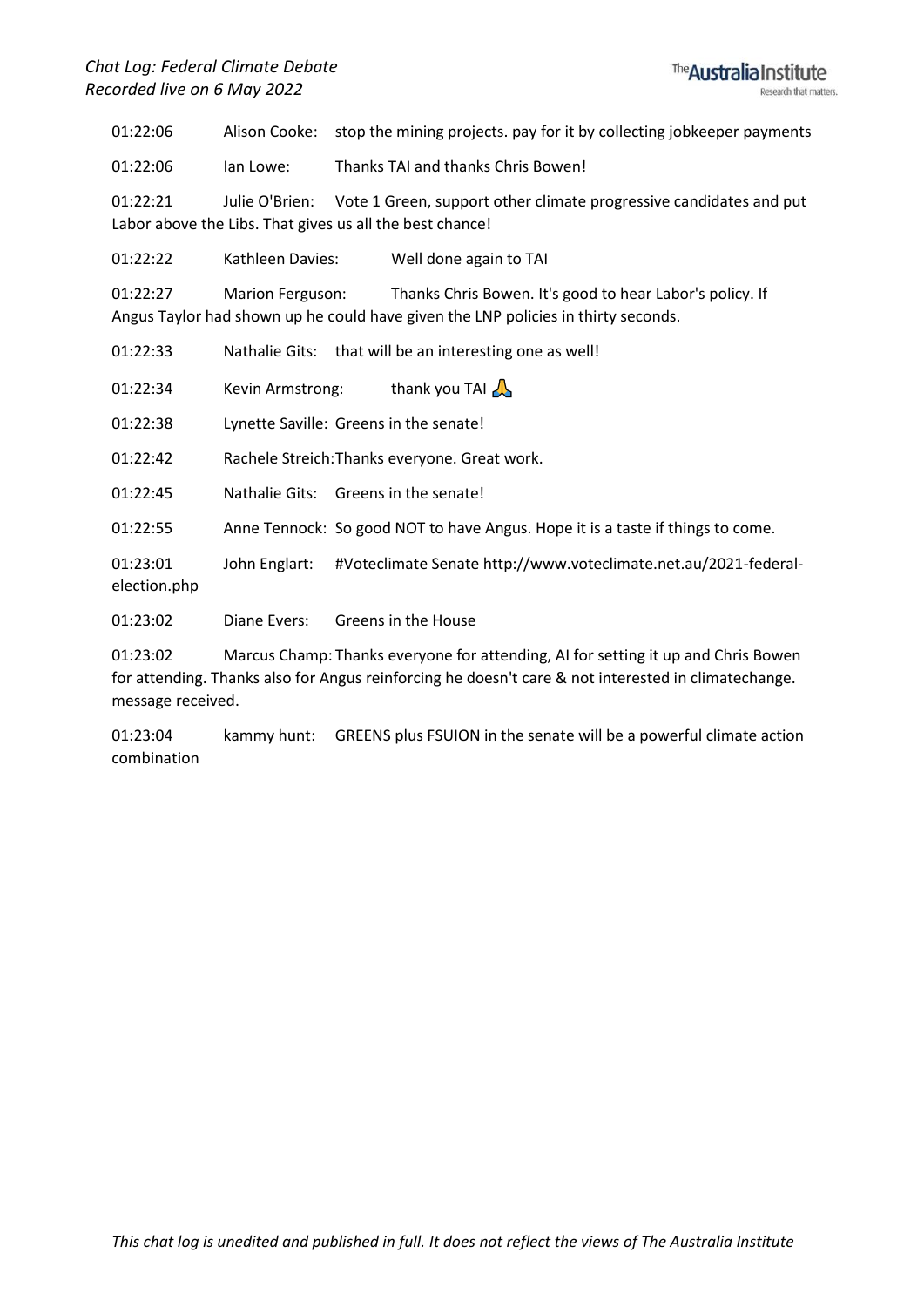01:22:06 Alison Cooke: stop the mining projects. pay for it by collecting jobkeeper payments

01:22:06 Ian Lowe: Thanks TAI and thanks Chris Bowen!

01:22:21 Julie O'Brien: Vote 1 Green, support other climate progressive candidates and put Labor above the Libs. That gives us all the best chance!

01:22:22 Kathleen Davies: Well done again to TAI

01:22:27 Marion Ferguson: Thanks Chris Bowen. It's good to hear Labor's policy. If Angus Taylor had shown up he could have given the LNP policies in thirty seconds.

01:22:33 Nathalie Gits: that will be an interesting one as well!

01:22:34 Kevin Armstrong: thank you TAI 🙏

01:22:38 Lynette Saville: Greens in the senate!

01:22:42 Rachele Streich: Thanks everyone. Great work.

01:22:45 Nathalie Gits: Greens in the senate!

01:22:55 Anne Tennock: So good NOT to have Angus. Hope it is a taste if things to come.

01:23:01 John Englart: #Voteclimate Senate http://www.voteclimate.net.au/2021-federal-election.php

01:23:02 Diane Evers: Greens in the House

01:23:02 Marcus Champ: Thanks everyone for attending, AI for setting it up and Chris Bowen for attending. Thanks also for Angus reinforcing he doesn't care & not interested in climatechange. message received.

01:23:04 kammy hunt: GREENS plus FSUION in the senate will be a powerful climate action combination